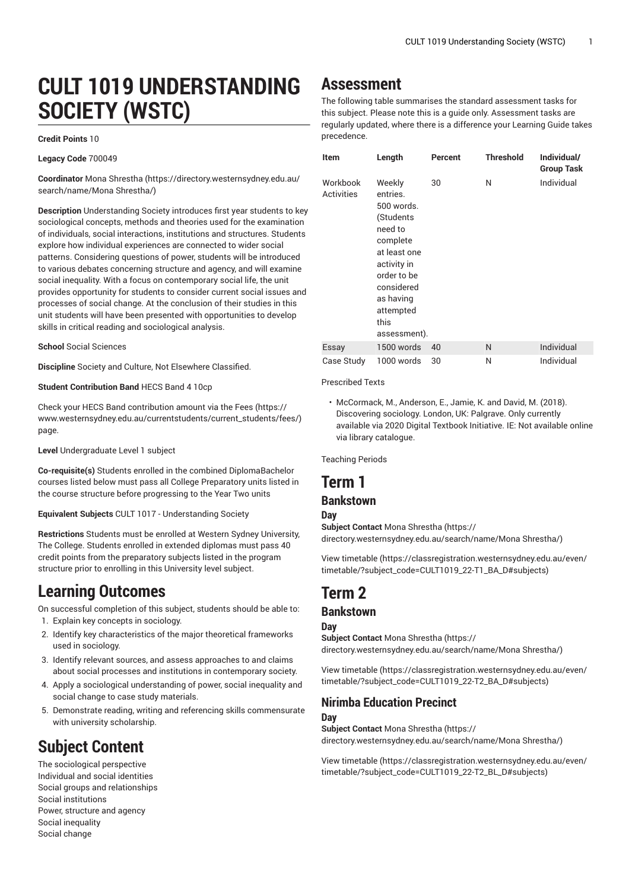# CULT 1019 UNDERSTANDING SOCIETY (WSTC)

**Credit Points** 10

**Legacy Code** 700049

**Coordinator** Mona Shrestha (https://directory.westernsydney.edu.au/search/name/Mona Shrestha/)

**Description** Understanding Society introduces first year students to key sociological concepts, methods and theories used for the examination of individuals, social interactions, institutions and structures. Students explore how individual experiences are connected to wider social patterns. Considering questions of power, students will be introduced to various debates concerning structure and agency, and will examine social inequality. With a focus on contemporary social life, the unit provides opportunity for students to consider current social issues and processes of social change. At the conclusion of their studies in this unit students will have been presented with opportunities to develop skills in critical reading and sociological analysis.

**School** Social Sciences

**Discipline** Society and Culture, Not Elsewhere Classified.

**Student Contribution Band** HECS Band 4 10cp

Check your HECS Band contribution amount via the Fees (https://www.westernsydney.edu.au/currentstudents/current_students/fees/) page.

**Level** Undergraduate Level 1 subject

**Co-requisite(s)** Students enrolled in the combined DiplomaBachelor courses listed below must pass all College Preparatory units listed in the course structure before progressing to the Year Two units

**Equivalent Subjects** CULT 1017 - Understanding Society

**Restrictions** Students must be enrolled at Western Sydney University, The College. Students enrolled in extended diplomas must pass 40 credit points from the preparatory subjects listed in the program structure prior to enrolling in this University level subject.

## Learning Outcomes

On successful completion of this subject, students should be able to:

1. Explain key concepts in sociology.
2. Identify key characteristics of the major theoretical frameworks used in sociology.
3. Identify relevant sources, and assess approaches to and claims about social processes and institutions in contemporary society.
4. Apply a sociological understanding of power, social inequality and social change to case study materials.
5. Demonstrate reading, writing and referencing skills commensurate with university scholarship.

## Subject Content

The sociological perspective
Individual and social identities
Social groups and relationships
Social institutions
Power, structure and agency
Social inequality
Social change

## Assessment

The following table summarises the standard assessment tasks for this subject. Please note this is a guide only. Assessment tasks are regularly updated, where there is a difference your Learning Guide takes precedence.

| Item | Length | Percent | Threshold | Individual/ Group Task |
|---|---|---|---|---|
| Workbook Activities | Weekly entries. 500 words. (Students need to complete at least one activity in order to be considered as having attempted this assessment). | 30 | N | Individual |
| Essay | 1500 words | 40 | N | Individual |
| Case Study | 1000 words | 30 | N | Individual |

Prescribed Texts

- McCormack, M., Anderson, E., Jamie, K. and David, M. (2018). Discovering sociology. London, UK: Palgrave. Only currently available via 2020 Digital Textbook Initiative. IE: Not available online via library catalogue.

Teaching Periods

## Term 1

### Bankstown

#### Day

**Subject Contact** Mona Shrestha (https://directory.westernsydney.edu.au/search/name/Mona Shrestha/)

View timetable (https://classregistration.westernsydney.edu.au/even/timetable/?subject_code=CULT1019_22-T1_BA_D#subjects)

## Term 2

### Bankstown

#### Day

**Subject Contact** Mona Shrestha (https://directory.westernsydney.edu.au/search/name/Mona Shrestha/)

View timetable (https://classregistration.westernsydney.edu.au/even/timetable/?subject_code=CULT1019_22-T2_BA_D#subjects)

### Nirimba Education Precinct

#### Day

**Subject Contact** Mona Shrestha (https://directory.westernsydney.edu.au/search/name/Mona Shrestha/)

View timetable (https://classregistration.westernsydney.edu.au/even/timetable/?subject_code=CULT1019_22-T2_BL_D#subjects)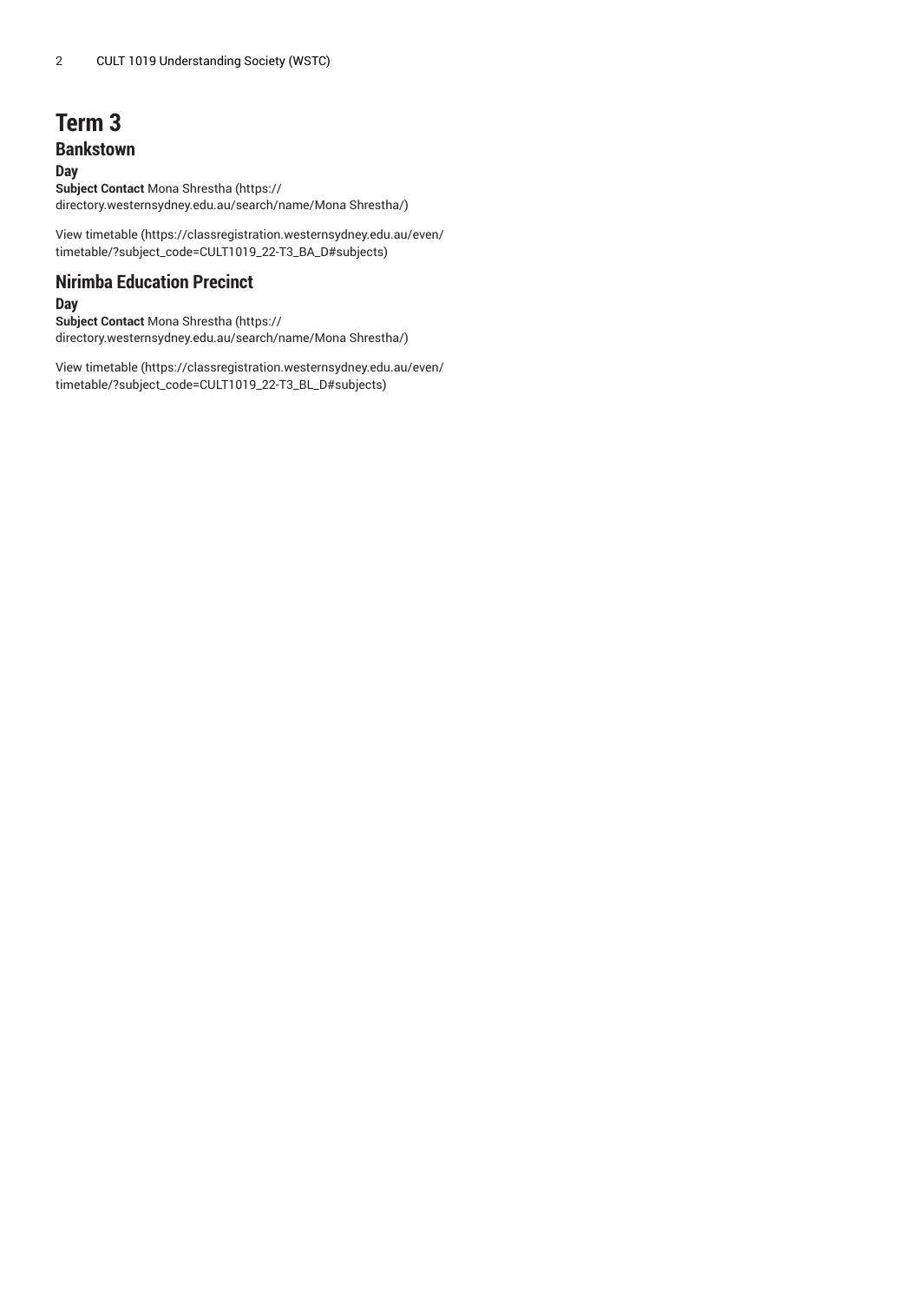# Term 3

## Bankstown

### Day

**Subject Contact** Mona Shrestha (https://directory.westernsydney.edu.au/search/name/Mona Shrestha/)

View timetable (https://classregistration.westernsydney.edu.au/even/timetable/?subject_code=CULT1019_22-T3_BA_D#subjects)

## Nirimba Education Precinct

### Day

**Subject Contact** Mona Shrestha (https://directory.westernsydney.edu.au/search/name/Mona Shrestha/)

View timetable (https://classregistration.westernsydney.edu.au/even/timetable/?subject_code=CULT1019_22-T3_BL_D#subjects)